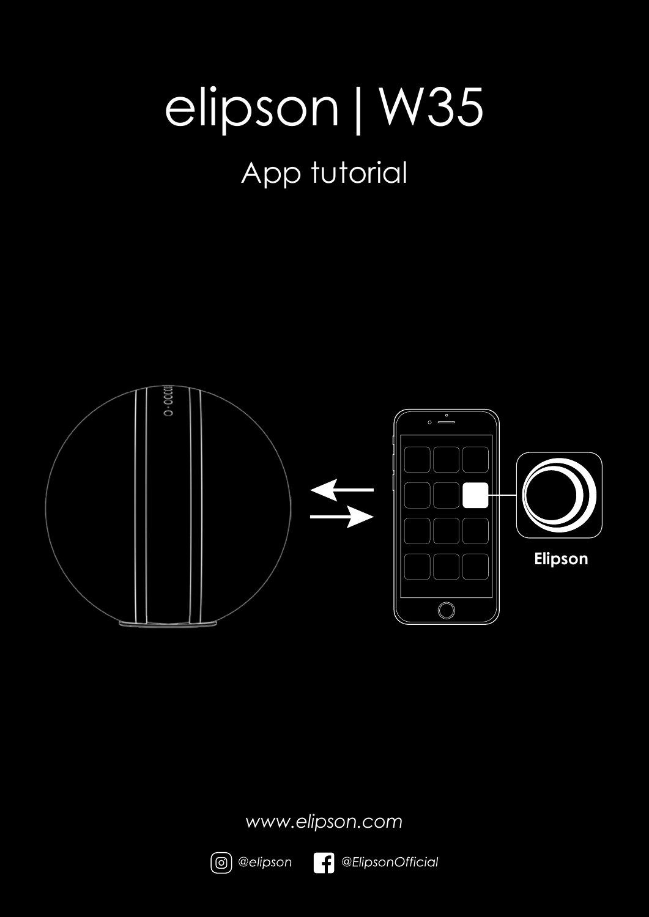# elipson | W35

## App tutorial

Elipson

www.elipson.com

@elipson @ElipsonOfficial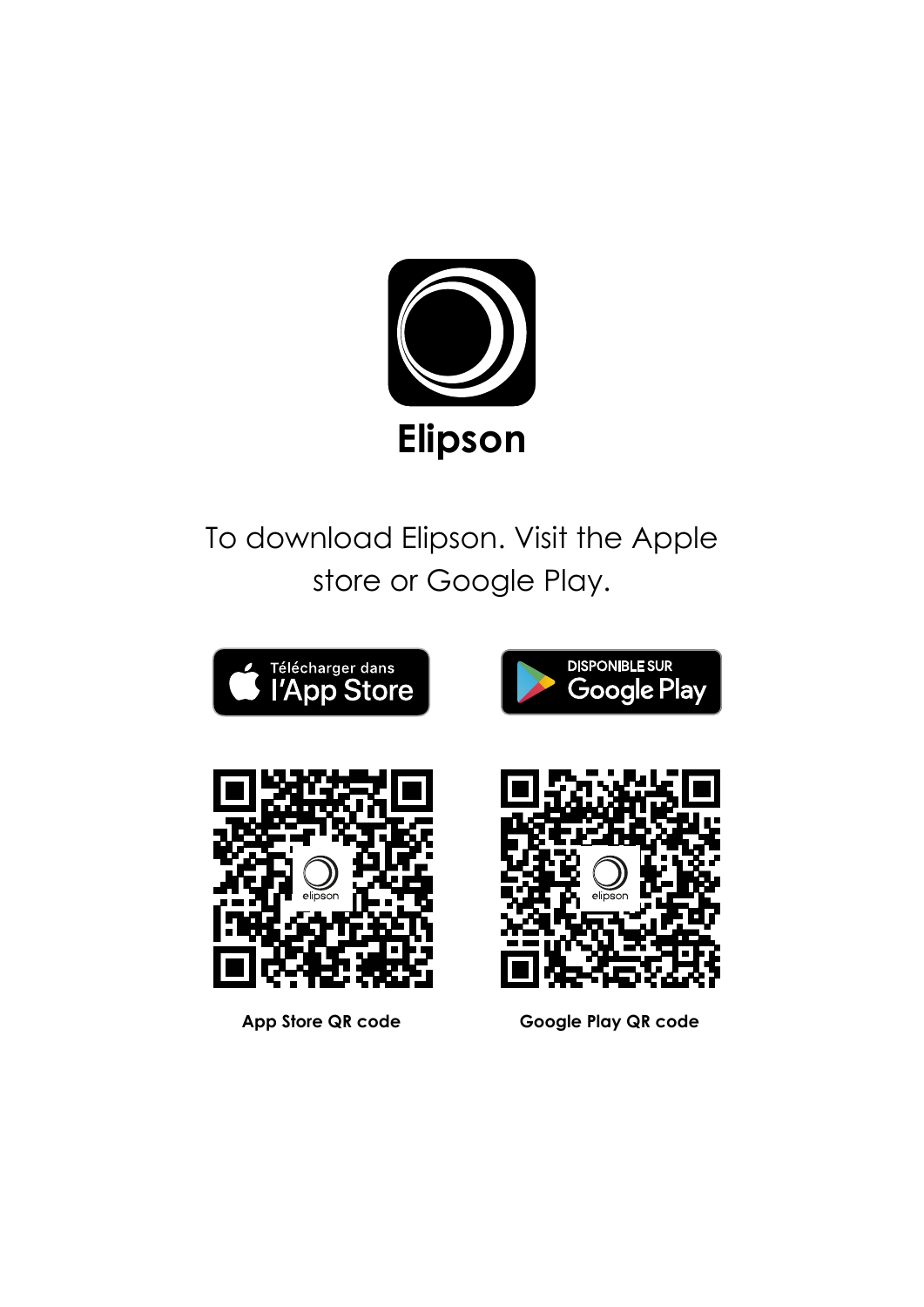# Elipson

To download Elipson. Visit the Apple store or Google Play.

Télécharger dans l'App Store

DISPONIBLE SUR Google Play

App Store QR code

Google Play QR code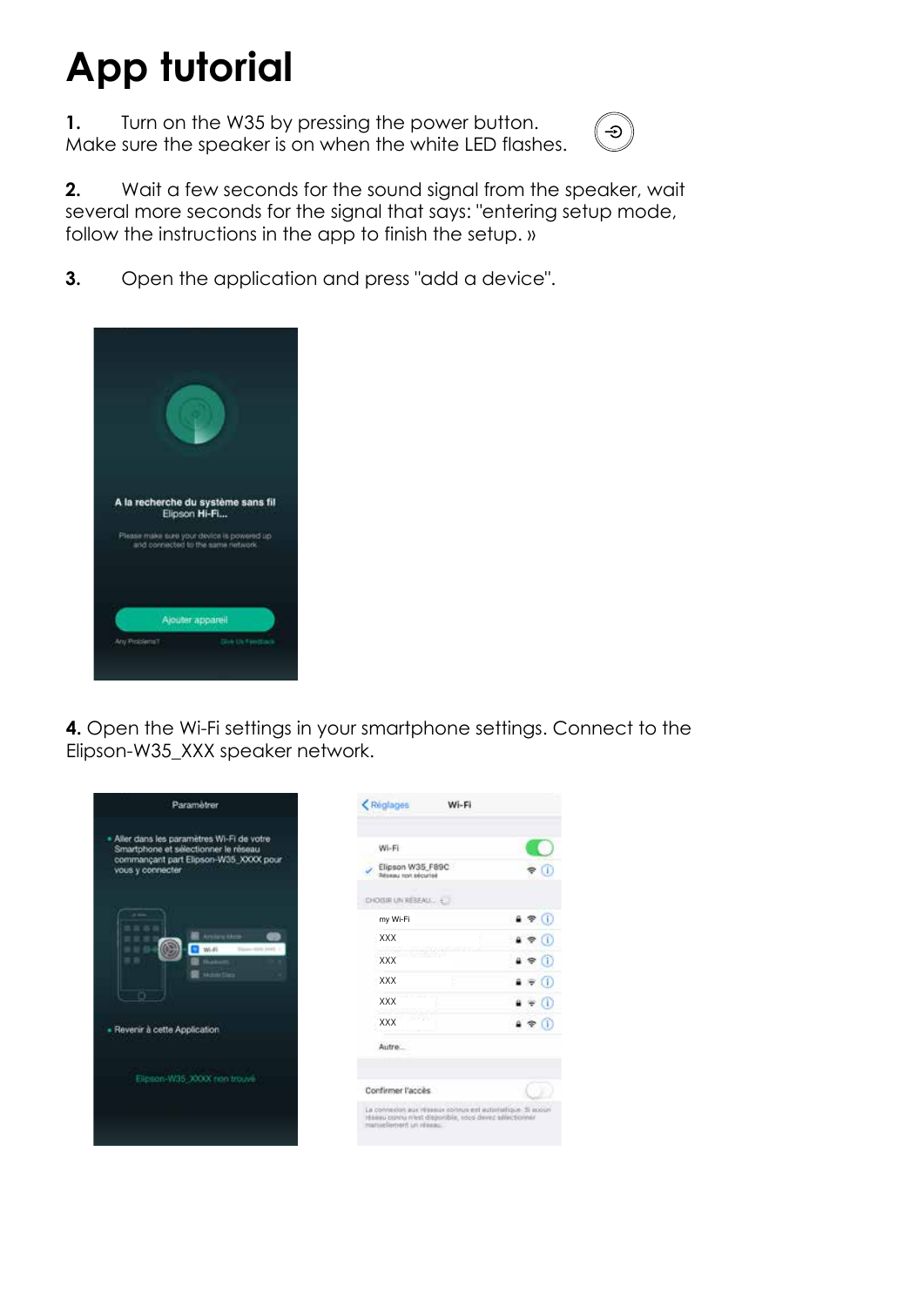# App tutorial

**1.** Turn on the W35 by pressing the power button. Make sure the speaker is on when the white LED flashes.

**2.** Wait a few seconds for the sound signal from the speaker, wait several more seconds for the signal that says: "entering setup mode, follow the instructions in the app to finish the setup. »

**3.** Open the application and press "add a device".

**4.** Open the Wi-Fi settings in your smartphone settings. Connect to the Elipson-W35_XXX speaker network.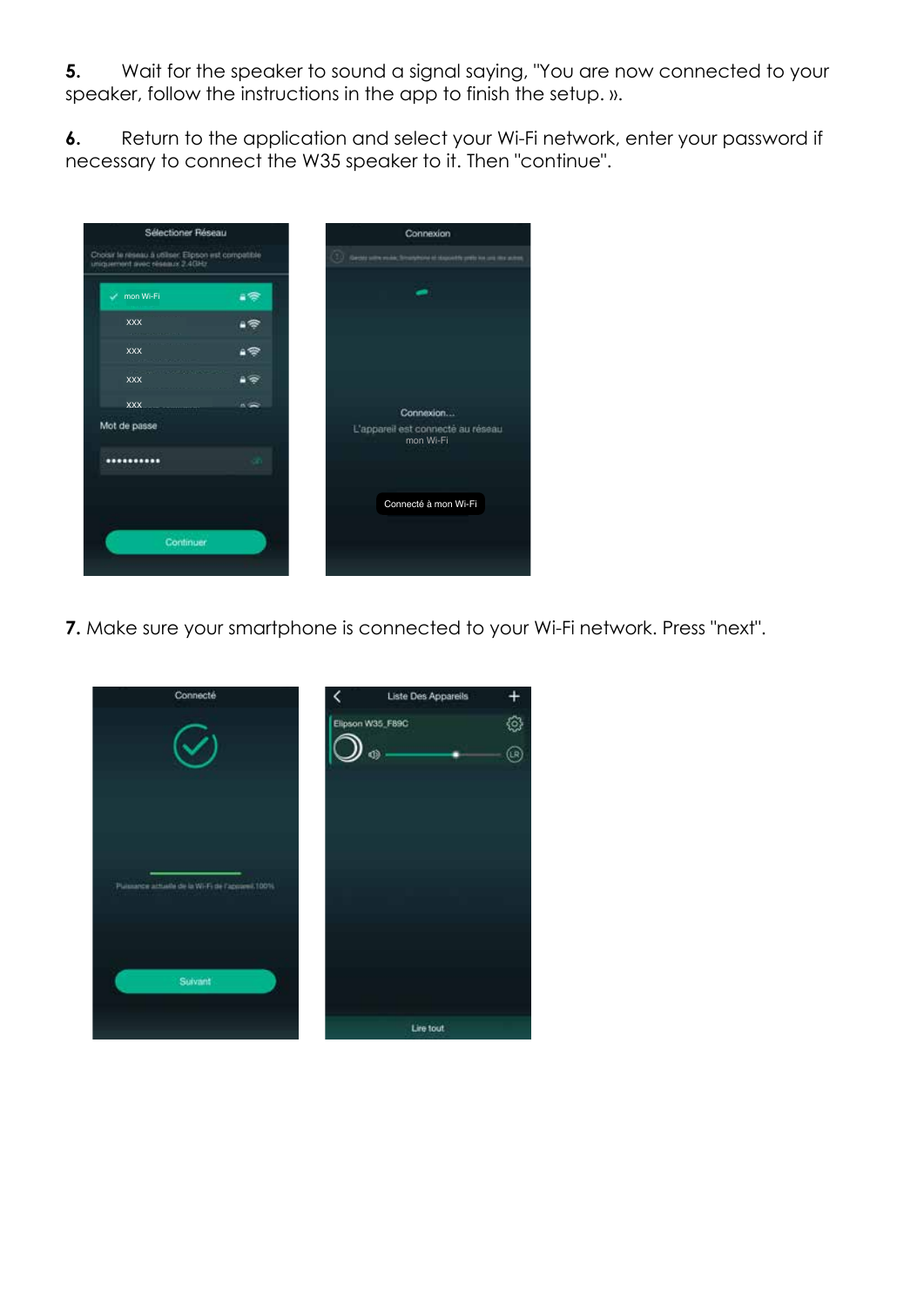**5.** Wait for the speaker to sound a signal saying, "You are now connected to your speaker, follow the instructions in the app to finish the setup. ».

**6.** Return to the application and select your Wi-Fi network, enter your password if necessary to connect the W35 speaker to it. Then "continue".

**7.** Make sure your smartphone is connected to your Wi-Fi network. Press "next".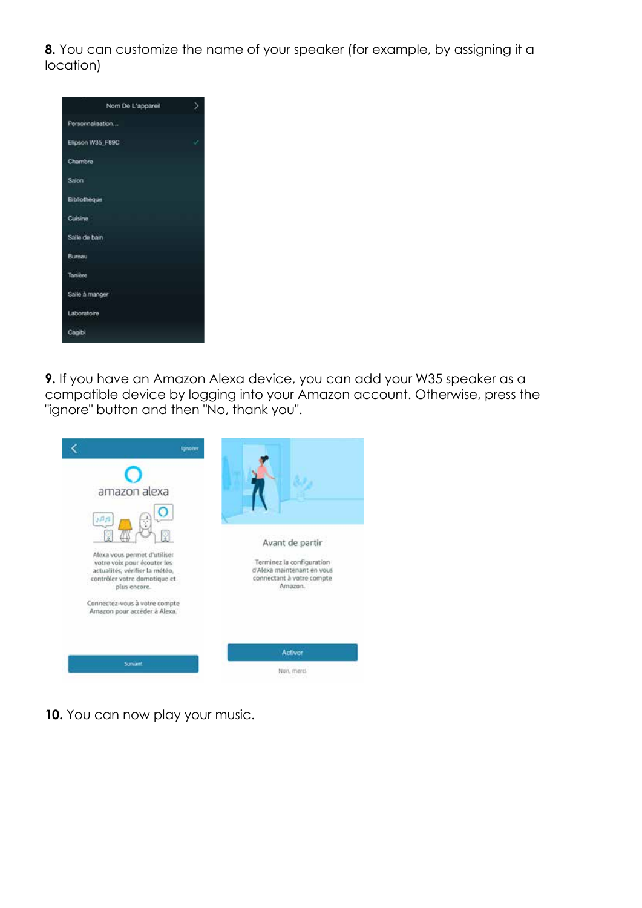**8.** You can customize the name of your speaker (for example, by assigning it a location)

**9.** If you have an Amazon Alexa device, you can add your W35 speaker as a compatible device by logging into your Amazon account. Otherwise, press the "ignore" button and then "No, thank you".

**10.** You can now play your music.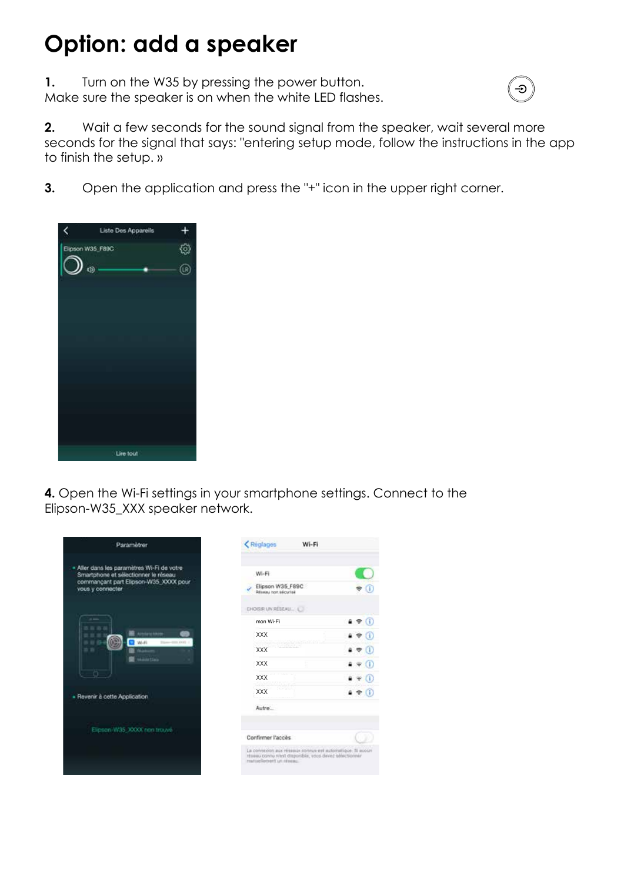# Option: add a speaker

**1.** Turn on the W35 by pressing the power button.
Make sure the speaker is on when the white LED flashes.

**2.** Wait a few seconds for the sound signal from the speaker, wait several more seconds for the signal that says: "entering setup mode, follow the instructions in the app to finish the setup. »

**3.** Open the application and press the "+" icon in the upper right corner.

**4.** Open the Wi-Fi settings in your smartphone settings. Connect to the Elipson-W35_XXX speaker network.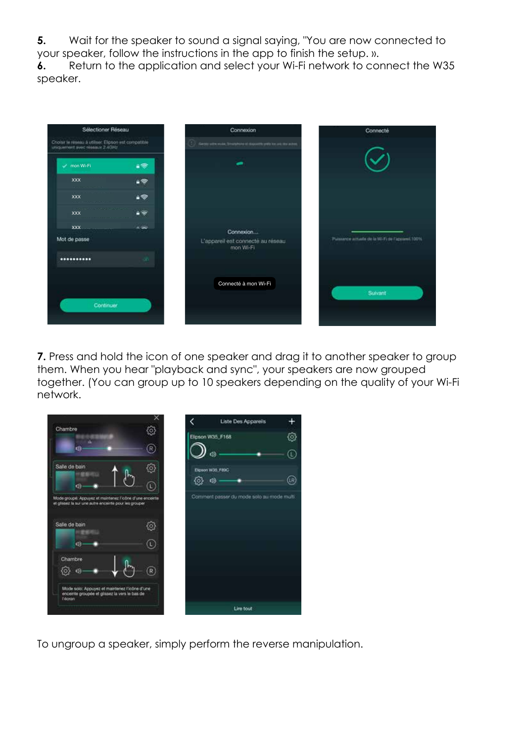5. Wait for the speaker to sound a signal saying, "You are now connected to your speaker, follow the instructions in the app to finish the setup. ».

6. Return to the application and select your Wi-Fi network to connect the W35 speaker.

7. Press and hold the icon of one speaker and drag it to another speaker to group them. When you hear "playback and sync", your speakers are now grouped together. (You can group up to 10 speakers depending on the quality of your Wi-Fi network.

To ungroup a speaker, simply perform the reverse manipulation.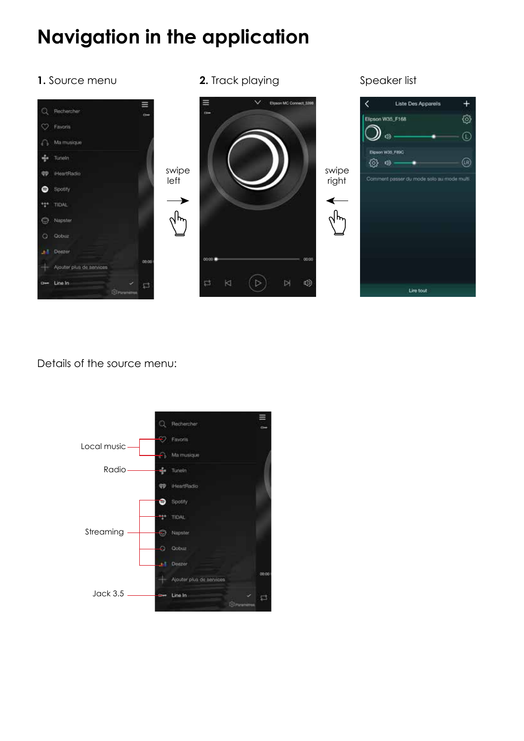# Navigation in the application

**1.** Source menu

swipe left

**2.** Track playing

swipe right

Speaker list

Details of the source menu:

Local music

Radio

Streaming

Jack 3.5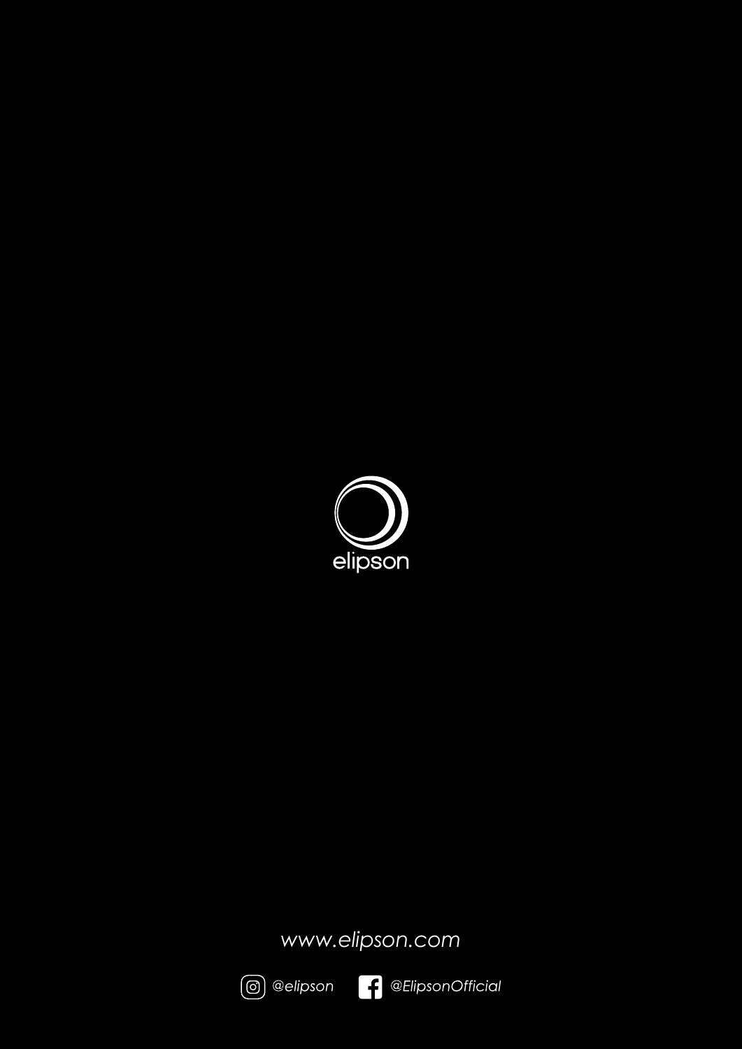elipson

*www.elipson.com*

*@elipson* *@ElipsonOfficial*